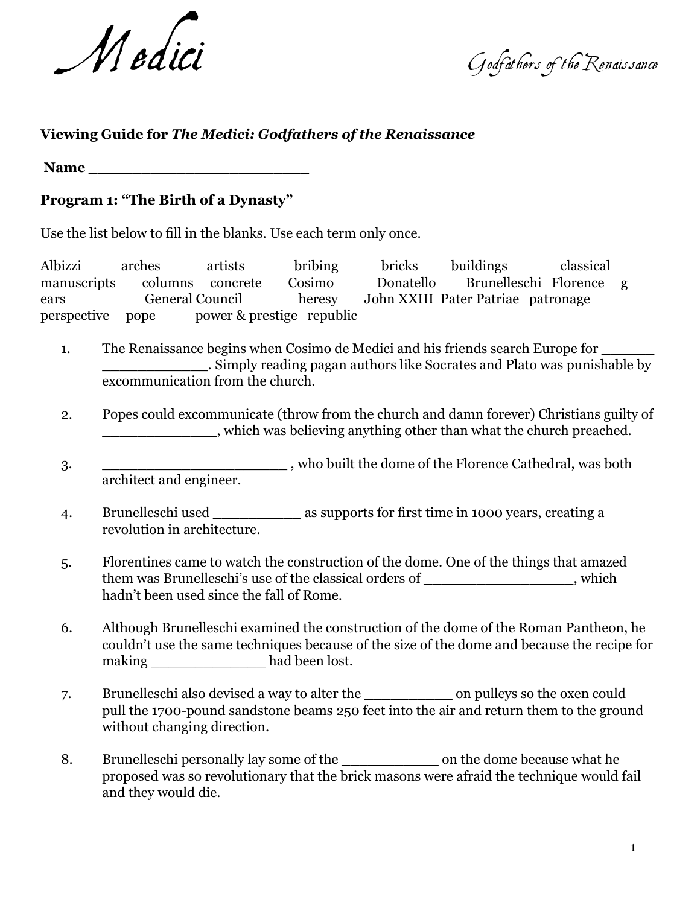# Medici

Godfathers of the Renaissance

**Viewing Guide for *The Medici: Godfathers of the Renaissance***

**Name ________________________**

**Program 1: "The Birth of a Dynasty"**

Use the list below to fill in the blanks. Use each term only once.

Albizzi arches artists bribing bricks buildings classical manuscripts columns concrete Cosimo Donatello Brunelleschi Florence g ears General Council heresy John XXIII Pater Patriae patronage perspective pope power & prestige republic

1. The Renaissance begins when Cosimo de Medici and his friends search Europe for ______ ____________. Simply reading pagan authors like Socrates and Plato was punishable by excommunication from the church.

2. Popes could excommunicate (throw from the church and damn forever) Christians guilty of _____________, which was believing anything other than what the church preached.

3. ______________________ , who built the dome of the Florence Cathedral, was both architect and engineer.

4. Brunelleschi used __________ as supports for first time in 1000 years, creating a revolution in architecture.

5. Florentines came to watch the construction of the dome. One of the things that amazed them was Brunelleschi's use of the classical orders of _________________, which hadn't been used since the fall of Rome.

6. Although Brunelleschi examined the construction of the dome of the Roman Pantheon, he couldn't use the same techniques because of the size of the dome and because the recipe for making _____________ had been lost.

7. Brunelleschi also devised a way to alter the __________ on pulleys so the oxen could pull the 1700-pound sandstone beams 250 feet into the air and return them to the ground without changing direction.

8. Brunelleschi personally lay some of the ___________ on the dome because what he proposed was so revolutionary that the brick masons were afraid the technique would fail and they would die.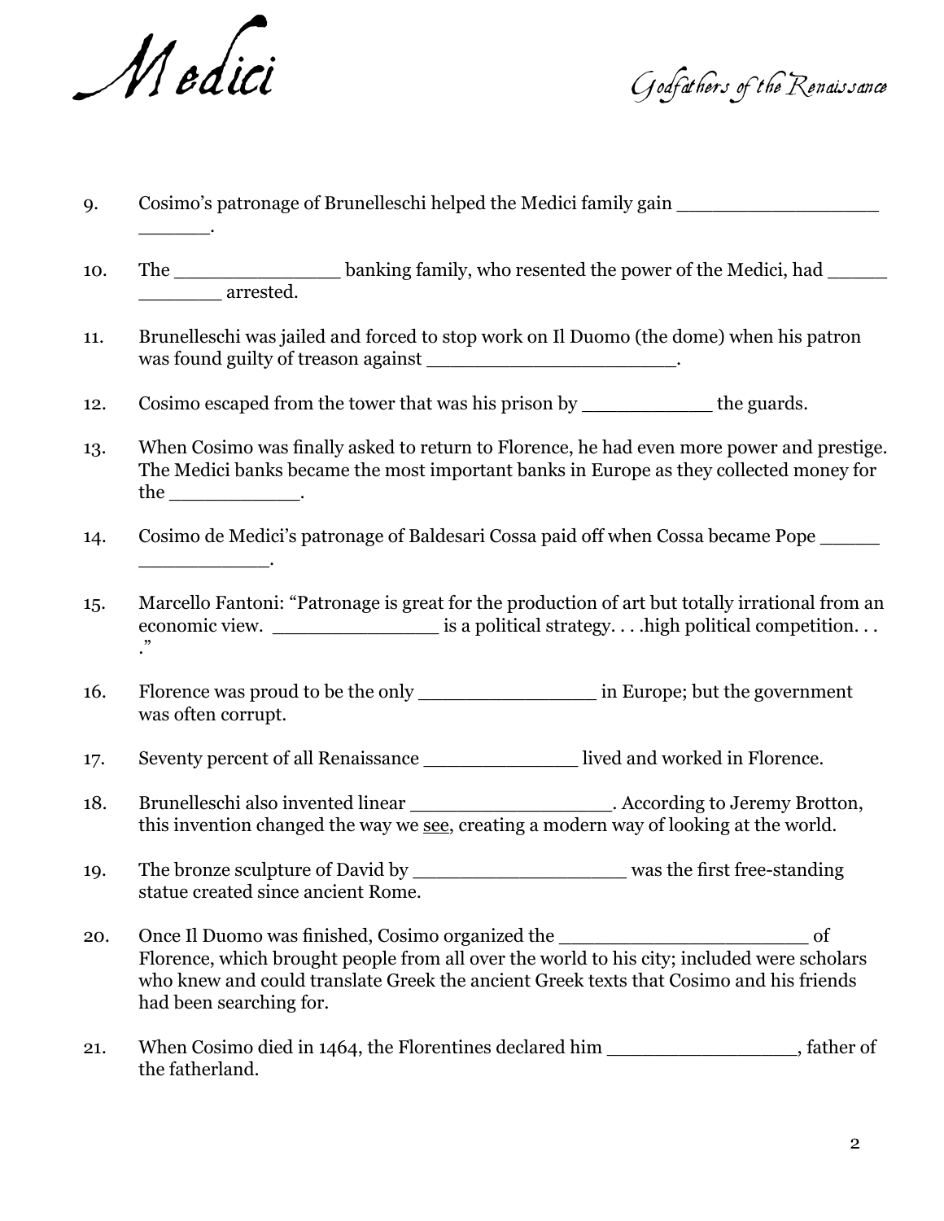9. Cosimo's patronage of Brunelleschi helped the Medici family gain _________________ ______.

10. The ______________ banking family, who resented the power of the Medici, had _____ _______ arrested.

11. Brunelleschi was jailed and forced to stop work on Il Duomo (the dome) when his patron was found guilty of treason against _____________________.

12. Cosimo escaped from the tower that was his prison by ___________ the guards.

13. When Cosimo was finally asked to return to Florence, he had even more power and prestige. The Medici banks became the most important banks in Europe as they collected money for the ___________.

14. Cosimo de Medici's patronage of Baldesari Cossa paid off when Cossa became Pope _____ ___________.

15. Marcello Fantoni: "Patronage is great for the production of art but totally irrational from an economic view. ______________ is a political strategy. . . .high political competition. . . ."

16. Florence was proud to be the only _______________ in Europe; but the government was often corrupt.

17. Seventy percent of all Renaissance _____________ lived and worked in Florence.

18. Brunelleschi also invented linear _________________. According to Jeremy Brotton, this invention changed the way we see, creating a modern way of looking at the world.

19. The bronze sculpture of David by __________________ was the first free-standing statue created since ancient Rome.

20. Once Il Duomo was finished, Cosimo organized the _____________________ of Florence, which brought people from all over the world to his city; included were scholars who knew and could translate Greek the ancient Greek texts that Cosimo and his friends had been searching for.

21. When Cosimo died in 1464, the Florentines declared him ________________, father of the fatherland.